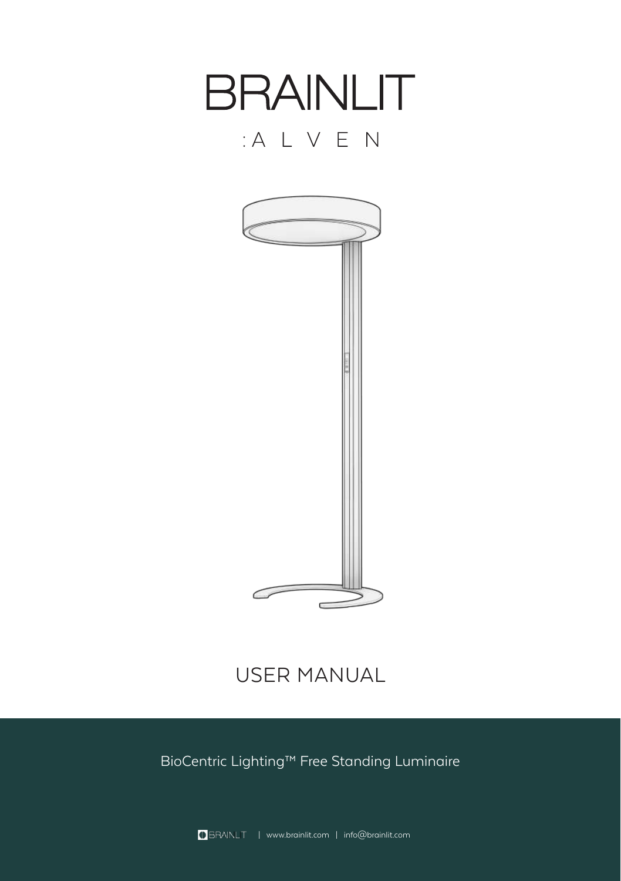# BRAINLIT

:A L V E N

USER MANUAL

BioCentric Lighting™ Free Standing Luminaire

BRAINLIT | www.brainlit.com | info@brainlit.com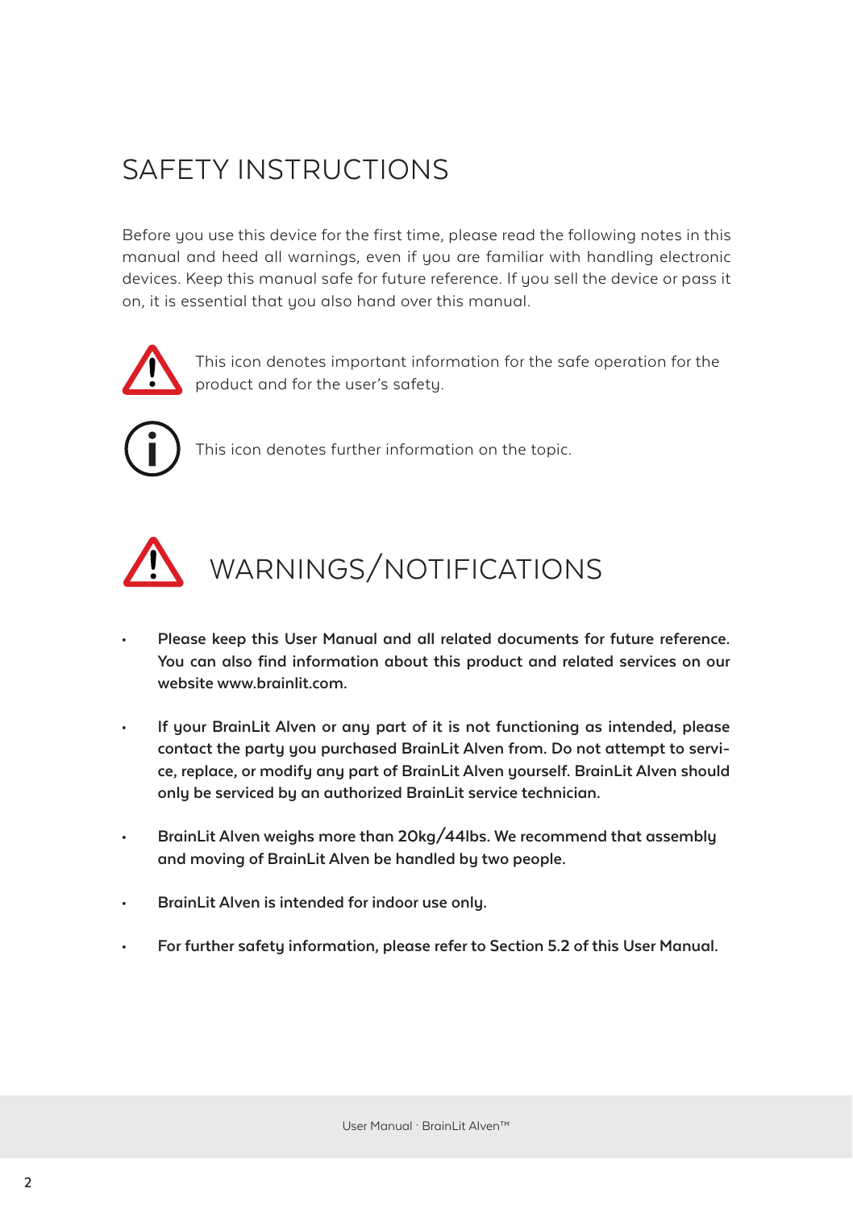# SAFETY INSTRUCTIONS

Before you use this device for the first time, please read the following notes in this manual and heed all warnings, even if you are familiar with handling electronic devices. Keep this manual safe for future reference. If you sell the device or pass it on, it is essential that you also hand over this manual.

This icon denotes important information for the safe operation for the product and for the user's safety.

This icon denotes further information on the topic.

## WARNINGS/NOTIFICATIONS

- **Please keep this User Manual and all related documents for future reference. You can also find information about this product and related services on our website www.brainlit.com.**
- **If your BrainLit Alven or any part of it is not functioning as intended, please contact the party you purchased BrainLit Alven from. Do not attempt to service, replace, or modify any part of BrainLit Alven yourself. BrainLit Alven should only be serviced by an authorized BrainLit service technician.**
- **BrainLit Alven weighs more than 20kg/44lbs. We recommend that assembly and moving of BrainLit Alven be handled by two people.**
- **BrainLit Alven is intended for indoor use only.**
- **For further safety information, please refer to Section 5.2 of this User Manual.**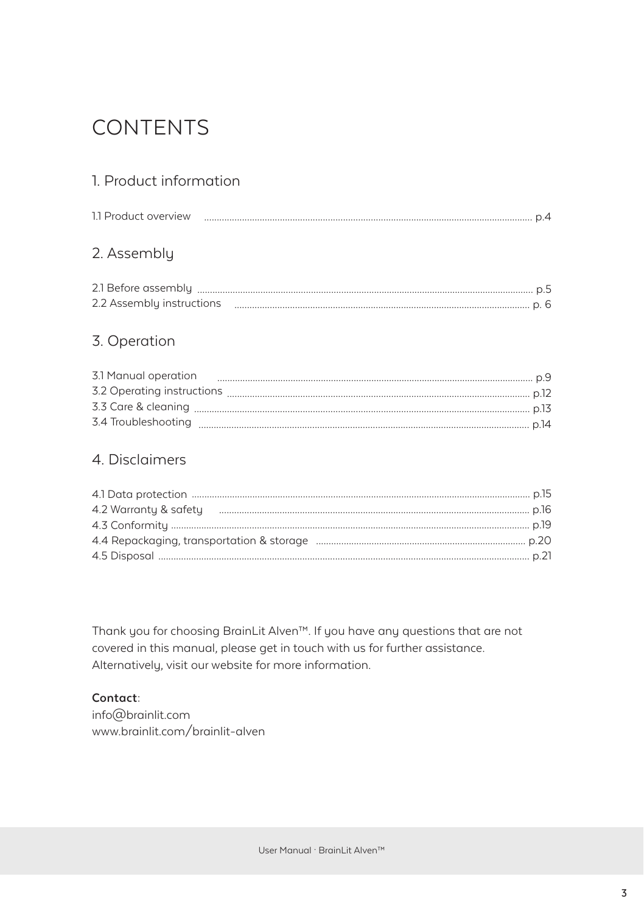# CONTENTS

## 1. Product information

1.1 Product overview ........ p.4

## 2. Assembly

2.1 Before assembly ........ p.5
2.2 Assembly instructions ........ p. 6

## 3. Operation

3.1 Manual operation ........ p.9
3.2 Operating instructions ........ p.12
3.3 Care & cleaning ........ p.13
3.4 Troubleshooting ........ p.14

## 4. Disclaimers

4.1 Data protection ........ p.15
4.2 Warranty & safety ........ p.16
4.3 Conformity ........ p.19
4.4 Repackaging, transportation & storage ........ p.20
4.5 Disposal ........ p.21

Thank you for choosing BrainLit Alven™. If you have any questions that are not covered in this manual, please get in touch with us for further assistance. Alternatively, visit our website for more information.

**Contact**:
info@brainlit.com
www.brainlit.com/brainlit-alven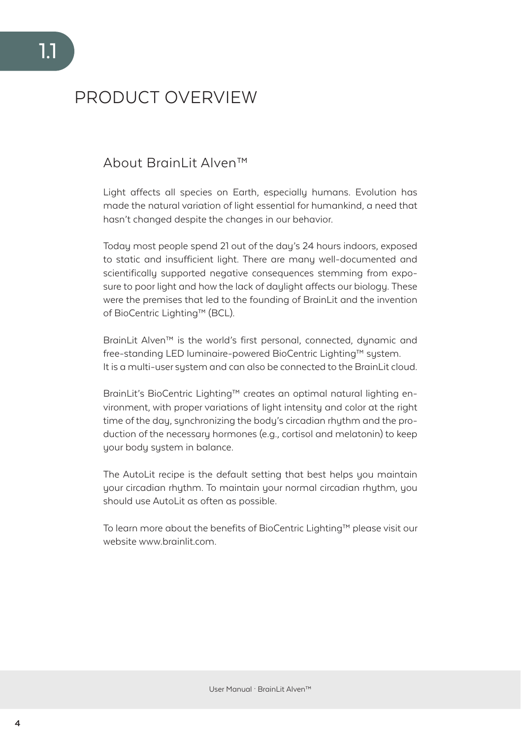# 1.1 PRODUCT OVERVIEW

## About BrainLit Alven™

Light affects all species on Earth, especially humans. Evolution has made the natural variation of light essential for humankind, a need that hasn't changed despite the changes in our behavior.

Today most people spend 21 out of the day's 24 hours indoors, exposed to static and insufficient light. There are many well-documented and scientifically supported negative consequences stemming from exposure to poor light and how the lack of daylight affects our biology. These were the premises that led to the founding of BrainLit and the invention of BioCentric Lighting™ (BCL).

BrainLit Alven™ is the world's first personal, connected, dynamic and free-standing LED luminaire-powered BioCentric Lighting™ system. It is a multi-user system and can also be connected to the BrainLit cloud.

BrainLit's BioCentric Lighting™ creates an optimal natural lighting environment, with proper variations of light intensity and color at the right time of the day, synchronizing the body's circadian rhythm and the production of the necessary hormones (e.g., cortisol and melatonin) to keep your body system in balance.

The AutoLit recipe is the default setting that best helps you maintain your circadian rhythm. To maintain your normal circadian rhythm, you should use AutoLit as often as possible.

To learn more about the benefits of BioCentric Lighting™ please visit our website www.brainlit.com.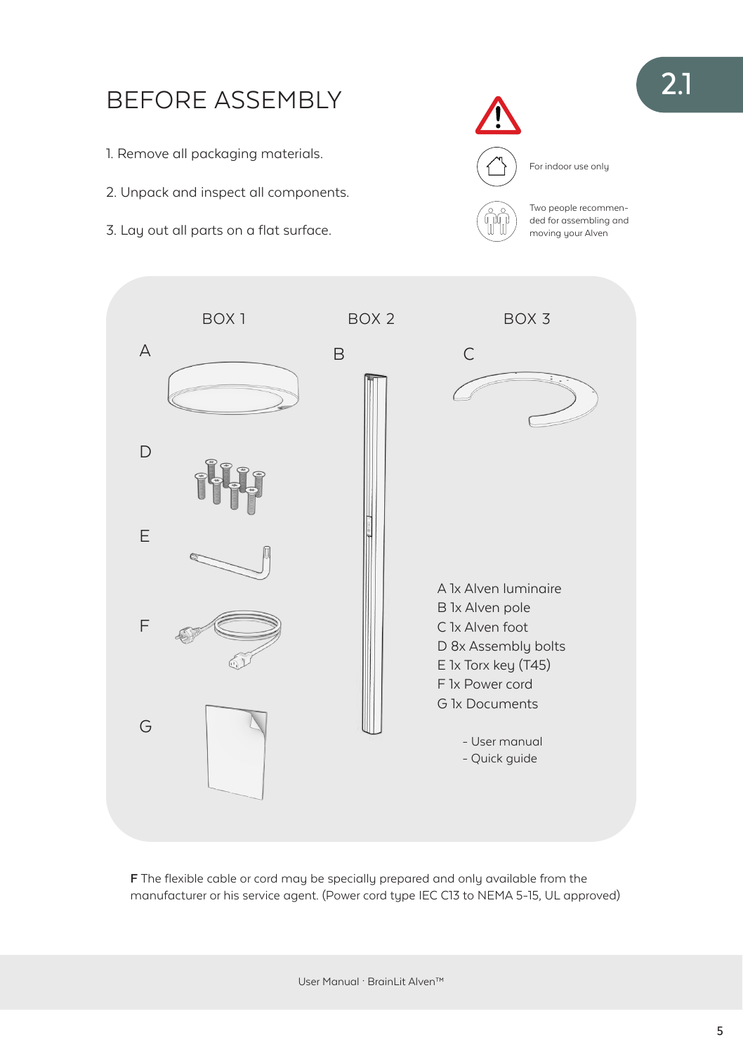# BEFORE ASSEMBLY

1. Remove all packaging materials.

2. Unpack and inspect all components.

3. Lay out all parts on a flat surface.

For indoor use only

Two people recommended for assembling and moving your Alven

BOX 1

BOX 2

BOX 3

A

B

C

D

E

F

G

A 1x Alven luminaire
B 1x Alven pole
C 1x Alven foot
D 8x Assembly bolts
E 1x Torx key (T45)
F 1x Power cord
G 1x Documents

- User manual
- Quick guide

**F** The flexible cable or cord may be specially prepared and only available from the manufacturer or his service agent. (Power cord type IEC C13 to NEMA 5-15, UL approved)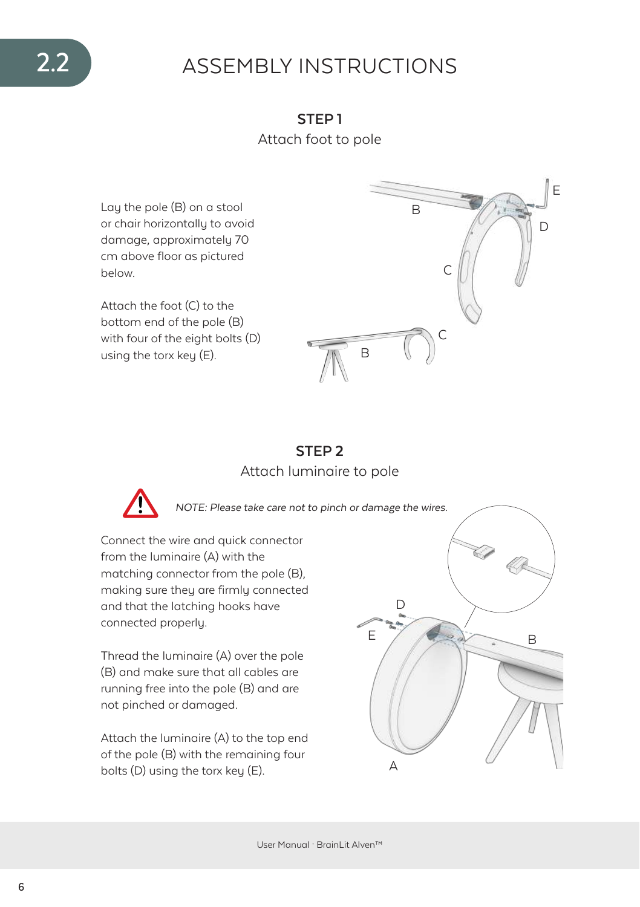# 2.2 ASSEMBLY INSTRUCTIONS

## STEP 1
Attach foot to pole

Lay the pole (B) on a stool or chair horizontally to avoid damage, approximately 70 cm above floor as pictured below.

Attach the foot (C) to the bottom end of the pole (B) with four of the eight bolts (D) using the torx key (E).

## STEP 2
Attach luminaire to pole

*NOTE: Please take care not to pinch or damage the wires.*

Connect the wire and quick connector from the luminaire (A) with the matching connector from the pole (B), making sure they are firmly connected and that the latching hooks have connected properly.

Thread the luminaire (A) over the pole (B) and make sure that all cables are running free into the pole (B) and are not pinched or damaged.

Attach the luminaire (A) to the top end of the pole (B) with the remaining four bolts (D) using the torx key (E).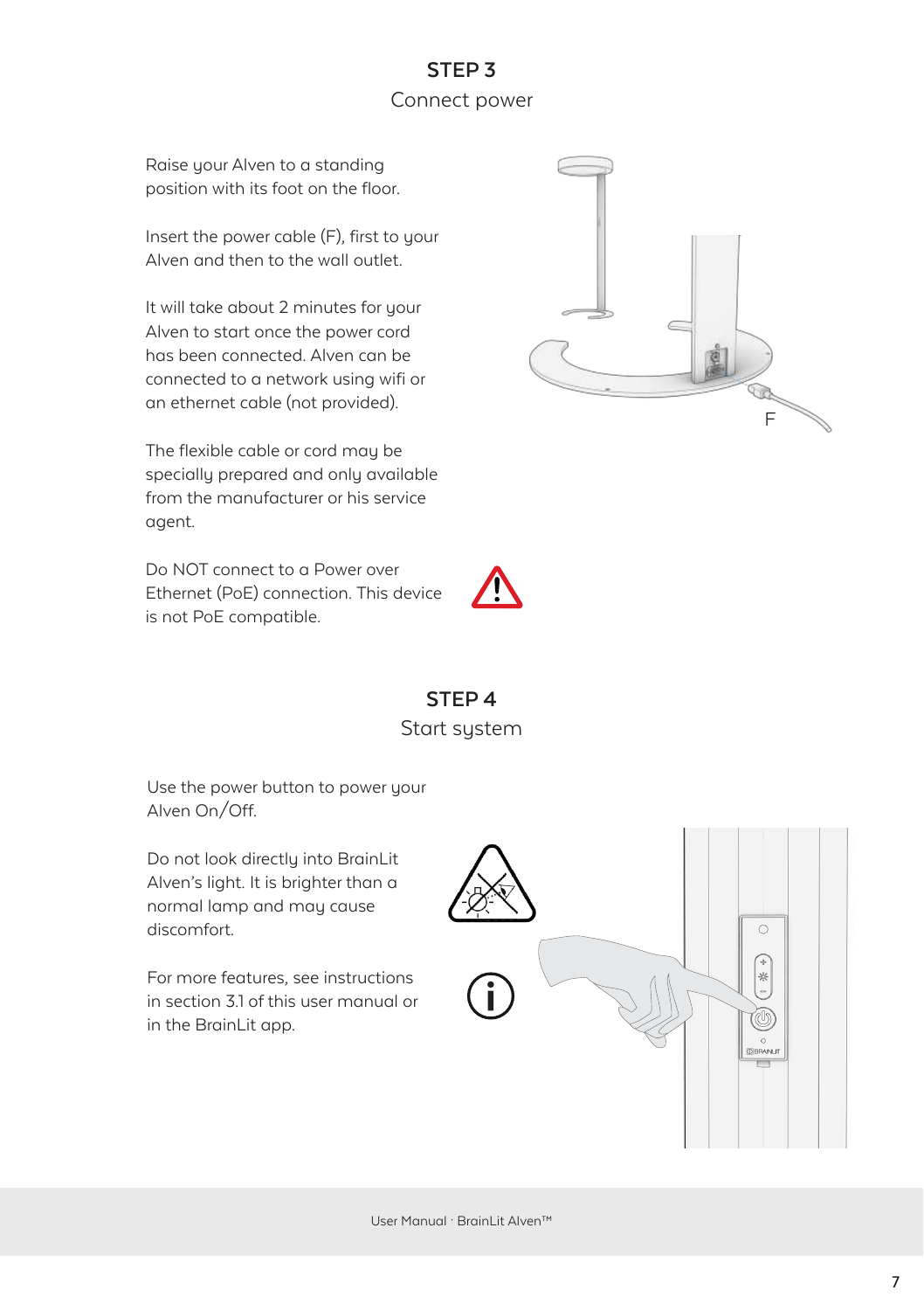## STEP 3

Connect power

Raise your Alven to a standing position with its foot on the floor.

Insert the power cable (F), first to your Alven and then to the wall outlet.

It will take about 2 minutes for your Alven to start once the power cord has been connected. Alven can be connected to a network using wifi or an ethernet cable (not provided).

The flexible cable or cord may be specially prepared and only available from the manufacturer or his service agent.

Do NOT connect to a Power over Ethernet (PoE) connection. This device is not PoE compatible.

## STEP 4

Start system

Use the power button to power your Alven On/Off.

Do not look directly into BrainLit Alven's light. It is brighter than a normal lamp and may cause discomfort.

For more features, see instructions in section 3.1 of this user manual or in the BrainLit app.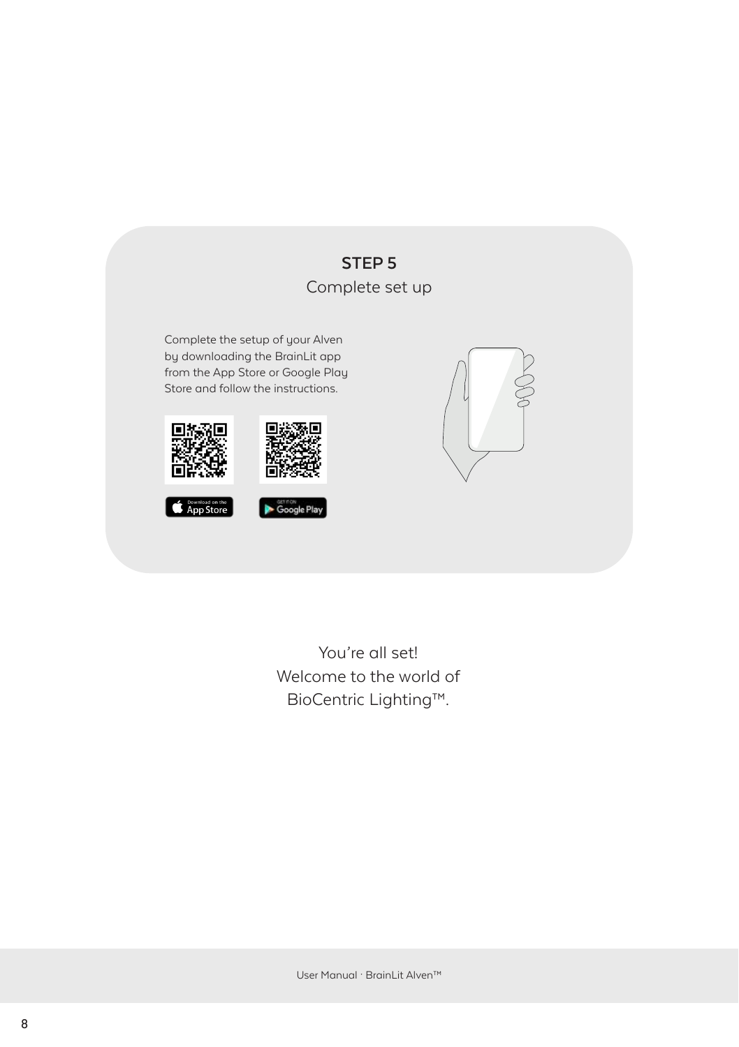## STEP 5

Complete set up

Complete the setup of your Alven by downloading the BrainLit app from the App Store or Google Play Store and follow the instructions.

App Store

Google Play

You're all set!
Welcome to the world of
BioCentric Lighting™.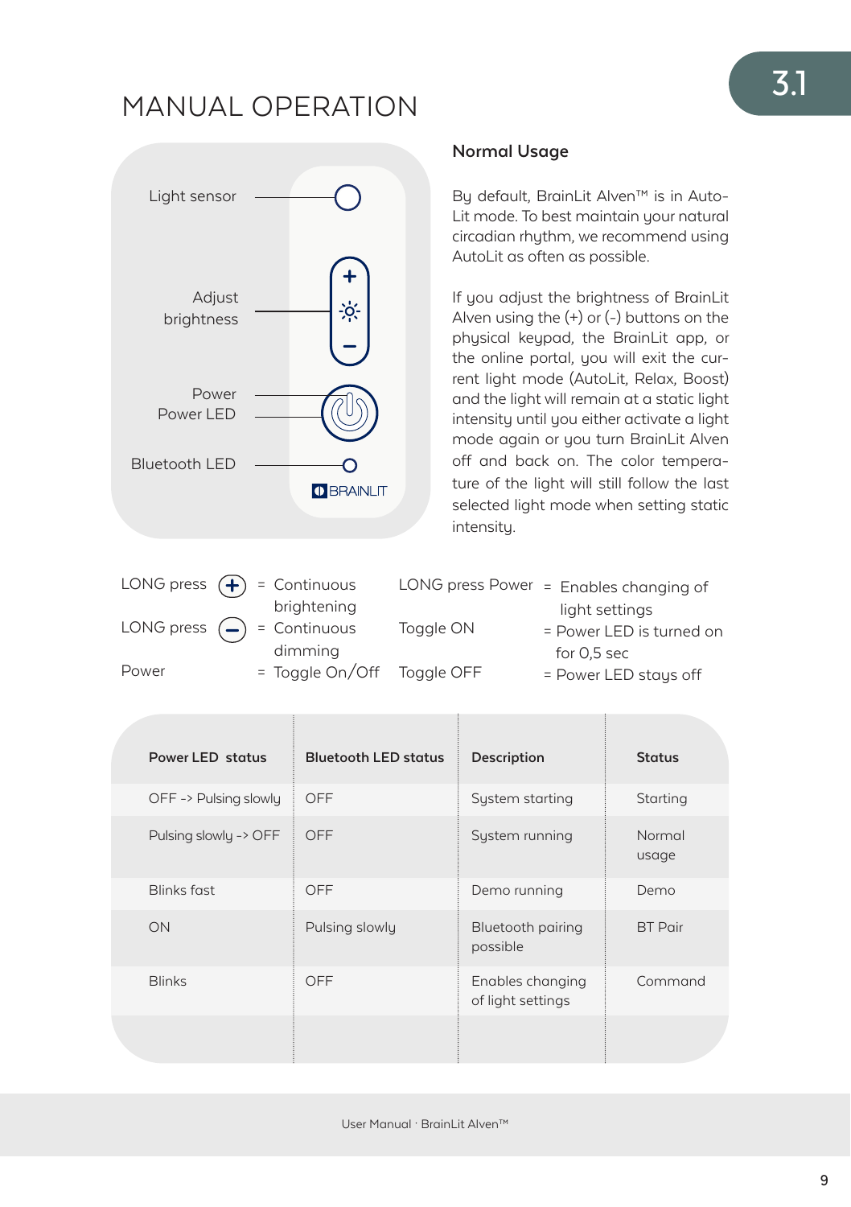# MANUAL OPERATION

Light sensor

Adjust brightness

Power

Power LED

Bluetooth LED

## Normal Usage

By default, BrainLit Alven™ is in AutoLit mode. To best maintain your natural circadian rhythm, we recommend using AutoLit as often as possible.

If you adjust the brightness of BrainLit Alven using the (+) or (-) buttons on the physical keypad, the BrainLit app, or the online portal, you will exit the current light mode (AutoLit, Relax, Boost) and the light will remain at a static light intensity until you either activate a light mode again or you turn BrainLit Alven off and back on. The color temperature of the light will still follow the last selected light mode when setting static intensity.

LONG press (+) = Continuous brightening

LONG press (−) = Continuous dimming

Power = Toggle On/Off

LONG press Power = Enables changing of light settings

Toggle ON = Power LED is turned on for 0,5 sec

Toggle OFF = Power LED stays off

| Power LED status | Bluetooth LED status | Description | Status |
| --- | --- | --- | --- |
| OFF -> Pulsing slowly | OFF | System starting | Starting |
| Pulsing slowly -> OFF | OFF | System running | Normal usage |
| Blinks fast | OFF | Demo running | Demo |
| ON | Pulsing slowly | Bluetooth pairing possible | BT Pair |
| Blinks | OFF | Enables changing of light settings | Command |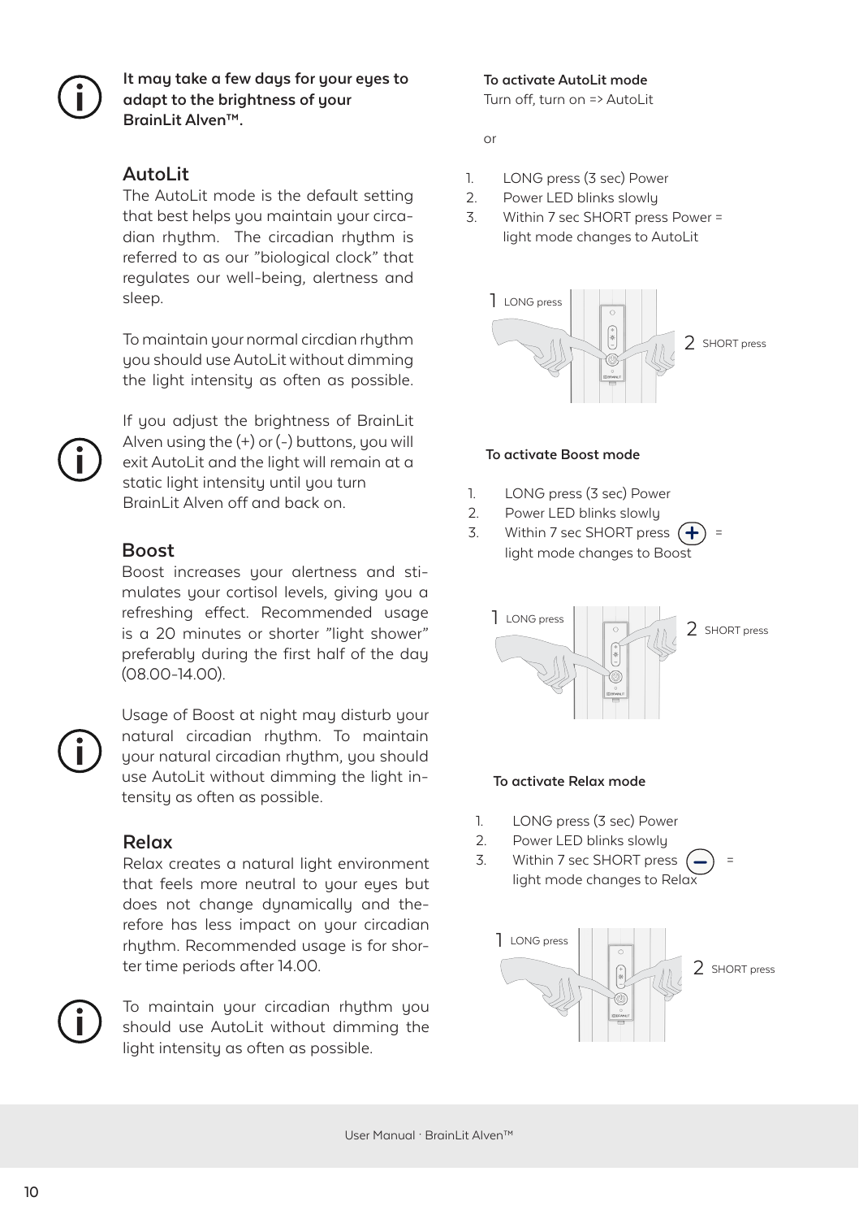**It may take a few days for your eyes to adapt to the brightness of your BrainLit Alven™.**

## AutoLit

The AutoLit mode is the default setting that best helps you maintain your circadian rhythm. The circadian rhythm is referred to as our "biological clock" that regulates our well-being, alertness and sleep.

To maintain your normal circdian rhythm you should use AutoLit without dimming the light intensity as often as possible.

If you adjust the brightness of BrainLit Alven using the (+) or (-) buttons, you will exit AutoLit and the light will remain at a static light intensity until you turn BrainLit Alven off and back on.

## Boost

Boost increases your alertness and stimulates your cortisol levels, giving you a refreshing effect. Recommended usage is a 20 minutes or shorter "light shower" preferably during the first half of the day (08.00-14.00).

Usage of Boost at night may disturb your natural circadian rhythm. To maintain your natural circadian rhythm, you should use AutoLit without dimming the light intensity as often as possible.

## Relax

Relax creates a natural light environment that feels more neutral to your eyes but does not change dynamically and therefore has less impact on your circadian rhythm. Recommended usage is for shorter time periods after 14.00.

To maintain your circadian rhythm you should use AutoLit without dimming the light intensity as often as possible.

**To activate AutoLit mode**

Turn off, turn on => AutoLit

or

1. LONG press (3 sec) Power
2. Power LED blinks slowly
3. Within 7 sec SHORT press Power = light mode changes to AutoLit

1 LONG press

2 SHORT press

**To activate Boost mode**

1. LONG press (3 sec) Power
2. Power LED blinks slowly
3. Within 7 sec SHORT press (+) = light mode changes to Boost

1 LONG press

2 SHORT press

**To activate Relax mode**

1. LONG press (3 sec) Power
2. Power LED blinks slowly
3. Within 7 sec SHORT press (−) = light mode changes to Relax

1 LONG press

2 SHORT press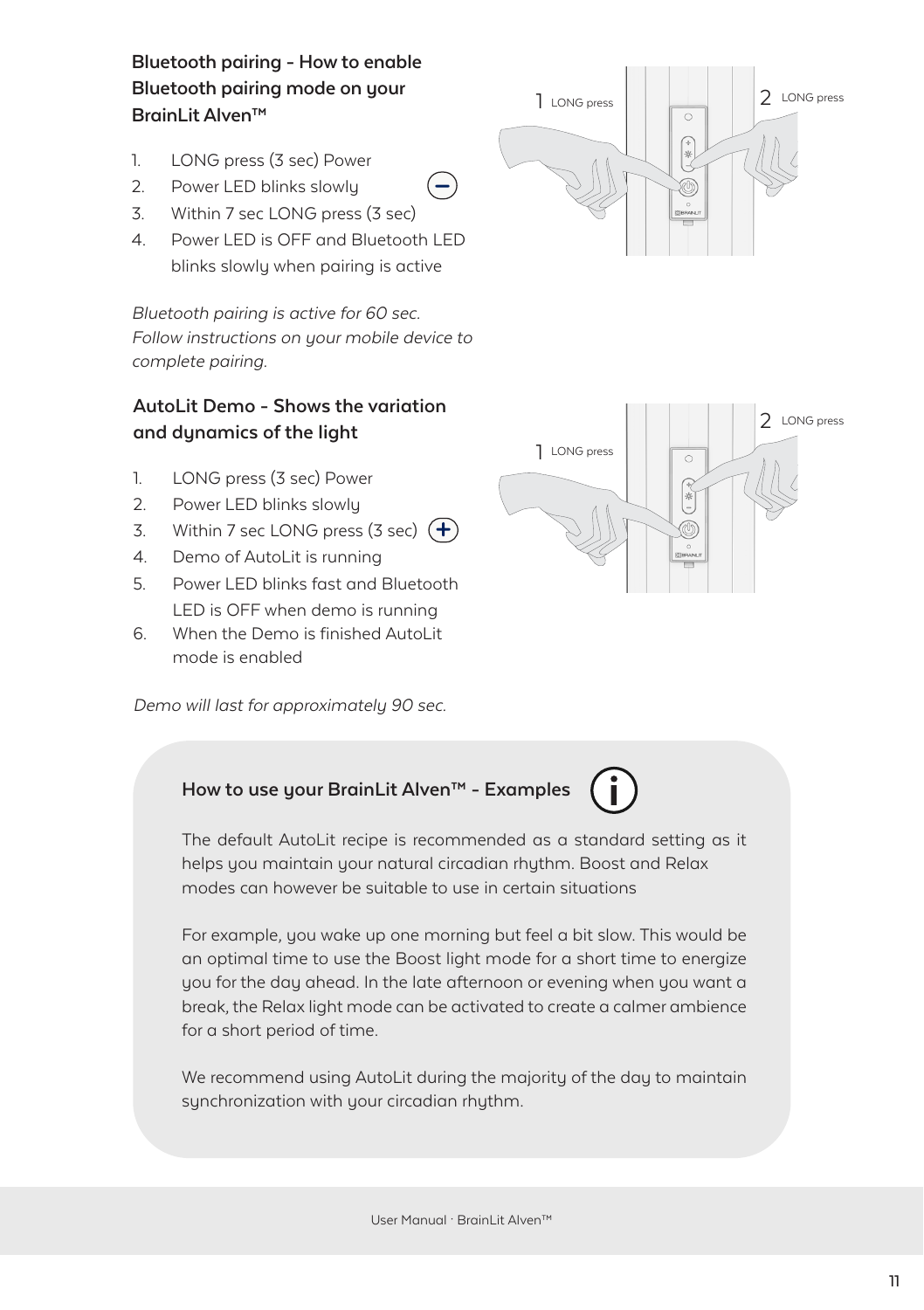## Bluetooth pairing - How to enable Bluetooth pairing mode on your BrainLit Alven™

1. LONG press (3 sec) Power
2. Power LED blinks slowly
3. Within 7 sec LONG press (3 sec) (−)
4. Power LED is OFF and Bluetooth LED blinks slowly when pairing is active

*Bluetooth pairing is active for 60 sec. Follow instructions on your mobile device to complete pairing.*

1 LONG press

2 LONG press

## AutoLit Demo - Shows the variation and dynamics of the light

1. LONG press (3 sec) Power
2. Power LED blinks slowly
3. Within 7 sec LONG press (3 sec) (+)
4. Demo of AutoLit is running
5. Power LED blinks fast and Bluetooth LED is OFF when demo is running
6. When the Demo is finished AutoLit mode is enabled

*Demo will last for approximately 90 sec.*

1 LONG press

2 LONG press

### How to use your BrainLit Alven™ - Examples

The default AutoLit recipe is recommended as a standard setting as it helps you maintain your natural circadian rhythm. Boost and Relax modes can however be suitable to use in certain situations

For example, you wake up one morning but feel a bit slow. This would be an optimal time to use the Boost light mode for a short time to energize you for the day ahead. In the late afternoon or evening when you want a break, the Relax light mode can be activated to create a calmer ambience for a short period of time.

We recommend using AutoLit during the majority of the day to maintain synchronization with your circadian rhythm.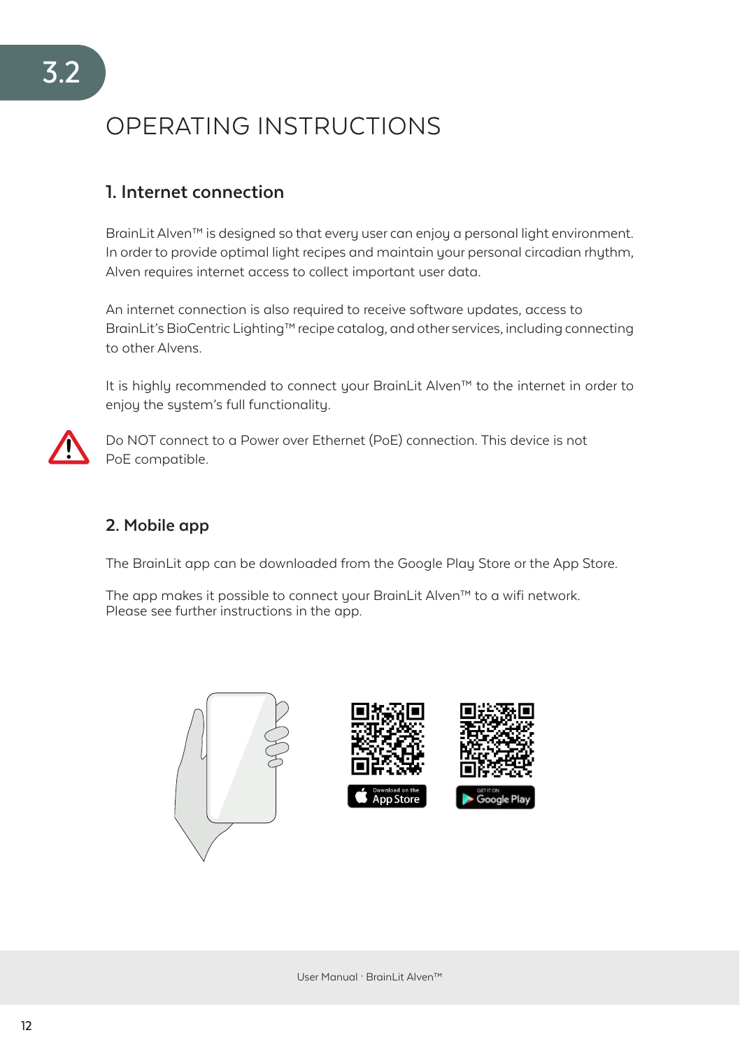# 3.2 OPERATING INSTRUCTIONS

## 1. Internet connection

BrainLit Alven™ is designed so that every user can enjoy a personal light environment. In order to provide optimal light recipes and maintain your personal circadian rhythm, Alven requires internet access to collect important user data.

An internet connection is also required to receive software updates, access to BrainLit's BioCentric Lighting™ recipe catalog, and other services, including connecting to other Alvens.

It is highly recommended to connect your BrainLit Alven™ to the internet in order to enjoy the system's full functionality.

Do NOT connect to a Power over Ethernet (PoE) connection. This device is not PoE compatible.

## 2. Mobile app

The BrainLit app can be downloaded from the Google Play Store or the App Store.

The app makes it possible to connect your BrainLit Alven™ to a wifi network.
Please see further instructions in the app.

Download on the App Store

GET IT ON Google Play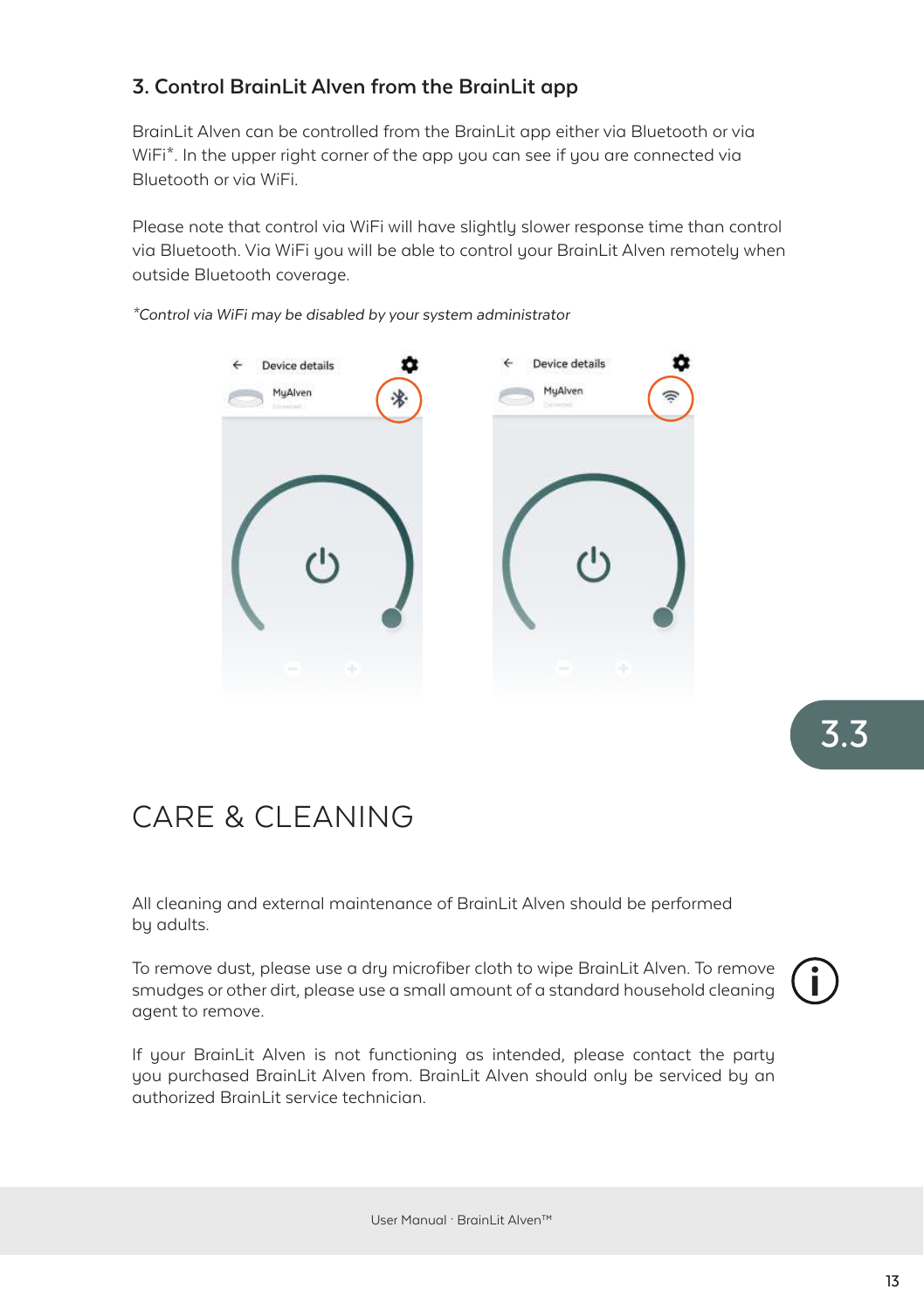### 3. Control BrainLit Alven from the BrainLit app

BrainLit Alven can be controlled from the BrainLit app either via Bluetooth or via WiFi*. In the upper right corner of the app you can see if you are connected via Bluetooth or via WiFi.

Please note that control via WiFi will have slightly slower response time than control via Bluetooth. Via WiFi you will be able to control your BrainLit Alven remotely when outside Bluetooth coverage.

*\*Control via WiFi may be disabled by your system administrator*

3.3

# CARE & CLEANING

All cleaning and external maintenance of BrainLit Alven should be performed by adults.

To remove dust, please use a dry microfiber cloth to wipe BrainLit Alven. To remove smudges or other dirt, please use a small amount of a standard household cleaning agent to remove.

If your BrainLit Alven is not functioning as intended, please contact the party you purchased BrainLit Alven from. BrainLit Alven should only be serviced by an authorized BrainLit service technician.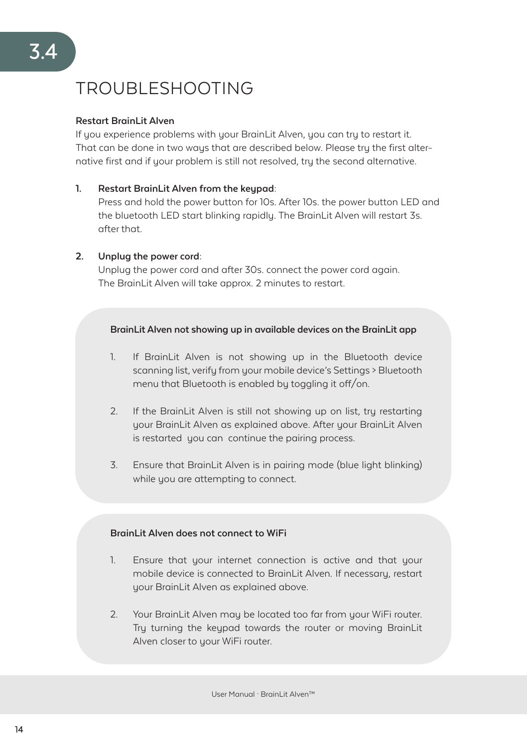# 3.4 TROUBLESHOOTING

**Restart BrainLit Alven**

If you experience problems with your BrainLit Alven, you can try to restart it. That can be done in two ways that are described below. Please try the first alternative first and if your problem is still not resolved, try the second alternative.

1. **Restart BrainLit Alven from the keypad**:
   Press and hold the power button for 10s. After 10s. the power button LED and the bluetooth LED start blinking rapidly. The BrainLit Alven will restart 3s. after that.

2. **Unplug the power cord**:
   Unplug the power cord and after 30s. connect the power cord again. The BrainLit Alven will take approx. 2 minutes to restart.

**BrainLit Alven not showing up in available devices on the BrainLit app**

1. If BrainLit Alven is not showing up in the Bluetooth device scanning list, verify from your mobile device's Settings > Bluetooth menu that Bluetooth is enabled by toggling it off/on.
2. If the BrainLit Alven is still not showing up on list, try restarting your BrainLit Alven as explained above. After your BrainLit Alven is restarted you can continue the pairing process.
3. Ensure that BrainLit Alven is in pairing mode (blue light blinking) while you are attempting to connect.

**BrainLit Alven does not connect to WiFi**

1. Ensure that your internet connection is active and that your mobile device is connected to BrainLit Alven. If necessary, restart your BrainLit Alven as explained above.
2. Your BrainLit Alven may be located too far from your WiFi router. Try turning the keypad towards the router or moving BrainLit Alven closer to your WiFi router.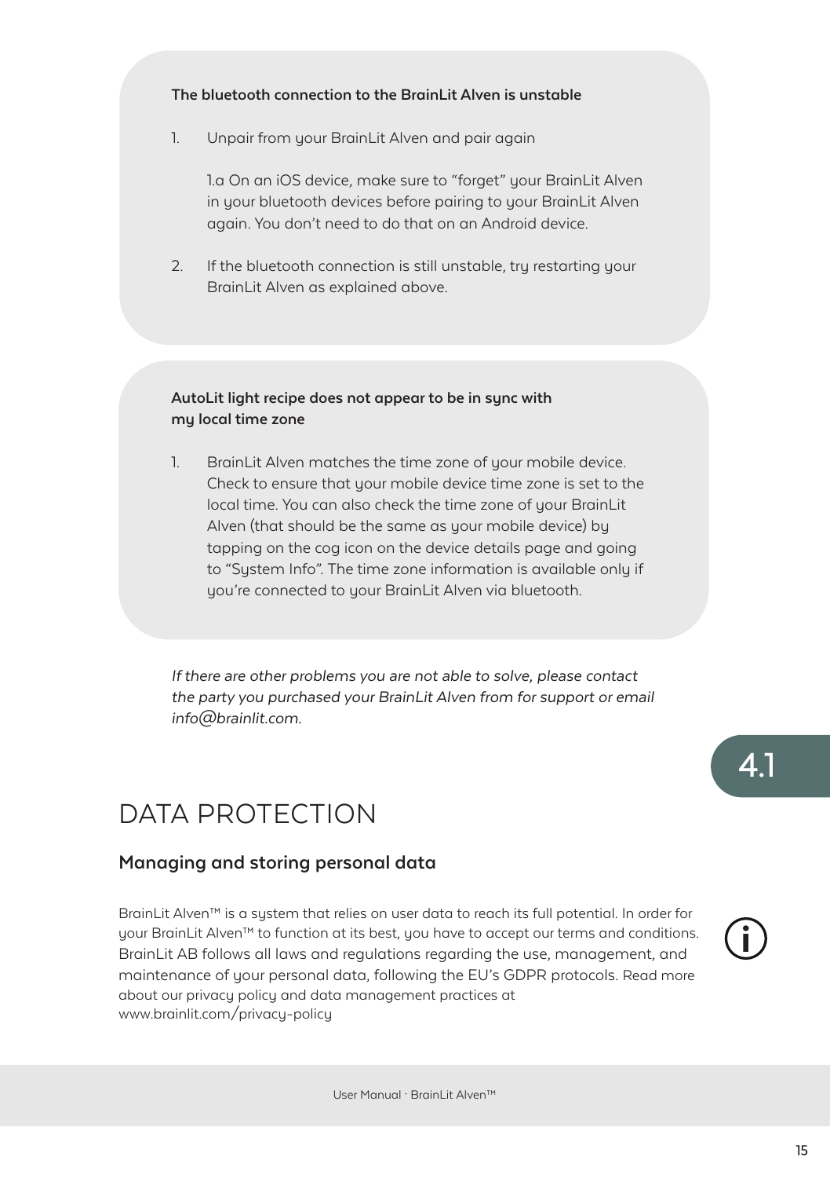**The bluetooth connection to the BrainLit Alven is unstable**

1. Unpair from your BrainLit Alven and pair again

   1.a On an iOS device, make sure to "forget" your BrainLit Alven in your bluetooth devices before pairing to your BrainLit Alven again. You don't need to do that on an Android device.

2. If the bluetooth connection is still unstable, try restarting your BrainLit Alven as explained above.

**AutoLit light recipe does not appear to be in sync with my local time zone**

1. BrainLit Alven matches the time zone of your mobile device. Check to ensure that your mobile device time zone is set to the local time. You can also check the time zone of your BrainLit Alven (that should be the same as your mobile device) by tapping on the cog icon on the device details page and going to "System Info". The time zone information is available only if you're connected to your BrainLit Alven via bluetooth.

*If there are other problems you are not able to solve, please contact the party you purchased your BrainLit Alven from for support or email info@brainlit.com.*

4.1

# DATA PROTECTION

## Managing and storing personal data

BrainLit Alven™ is a system that relies on user data to reach its full potential. In order for your BrainLit Alven™ to function at its best, you have to accept our terms and conditions. BrainLit AB follows all laws and regulations regarding the use, management, and maintenance of your personal data, following the EU's GDPR protocols. Read more about our privacy policy and data management practices at www.brainlit.com/privacy-policy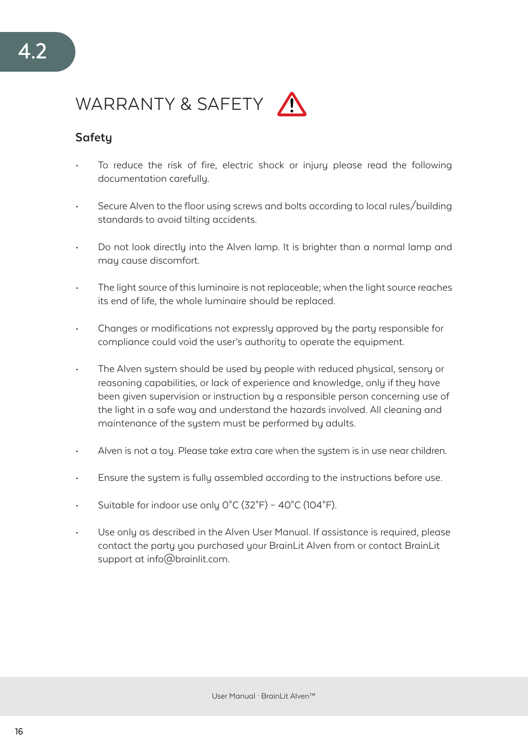# 4.2

## WARRANTY & SAFETY

### Safety

- To reduce the risk of fire, electric shock or injury please read the following documentation carefully.
- Secure Alven to the floor using screws and bolts according to local rules/building standards to avoid tilting accidents.
- Do not look directly into the Alven lamp. It is brighter than a normal lamp and may cause discomfort.
- The light source of this luminaire is not replaceable; when the light source reaches its end of life, the whole luminaire should be replaced.
- Changes or modifications not expressly approved by the party responsible for compliance could void the user's authority to operate the equipment.
- The Alven system should be used by people with reduced physical, sensory or reasoning capabilities, or lack of experience and knowledge, only if they have been given supervision or instruction by a responsible person concerning use of the light in a safe way and understand the hazards involved. All cleaning and maintenance of the system must be performed by adults.
- Alven is not a toy. Please take extra care when the system is in use near children.
- Ensure the system is fully assembled according to the instructions before use.
- Suitable for indoor use only 0°C (32°F) – 40°C (104°F).
- Use only as described in the Alven User Manual. If assistance is required, please contact the party you purchased your BrainLit Alven from or contact BrainLit support at info@brainlit.com.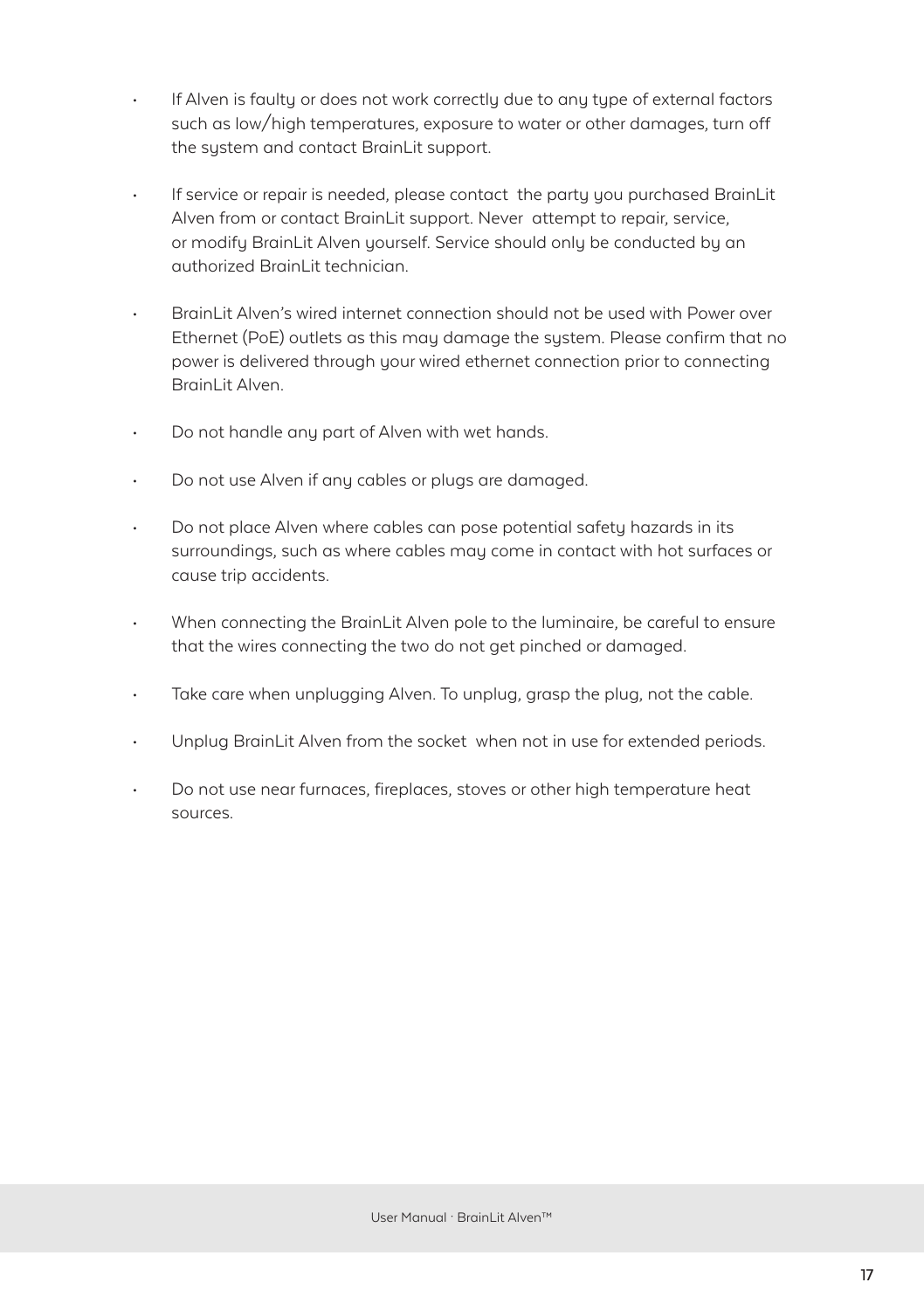- If Alven is faulty or does not work correctly due to any type of external factors such as low/high temperatures, exposure to water or other damages, turn off the system and contact BrainLit support.

- If service or repair is needed, please contact the party you purchased BrainLit Alven from or contact BrainLit support. Never attempt to repair, service, or modify BrainLit Alven yourself. Service should only be conducted by an authorized BrainLit technician.

- BrainLit Alven's wired internet connection should not be used with Power over Ethernet (PoE) outlets as this may damage the system. Please confirm that no power is delivered through your wired ethernet connection prior to connecting BrainLit Alven.

- Do not handle any part of Alven with wet hands.

- Do not use Alven if any cables or plugs are damaged.

- Do not place Alven where cables can pose potential safety hazards in its surroundings, such as where cables may come in contact with hot surfaces or cause trip accidents.

- When connecting the BrainLit Alven pole to the luminaire, be careful to ensure that the wires connecting the two do not get pinched or damaged.

- Take care when unplugging Alven. To unplug, grasp the plug, not the cable.

- Unplug BrainLit Alven from the socket when not in use for extended periods.

- Do not use near furnaces, fireplaces, stoves or other high temperature heat sources.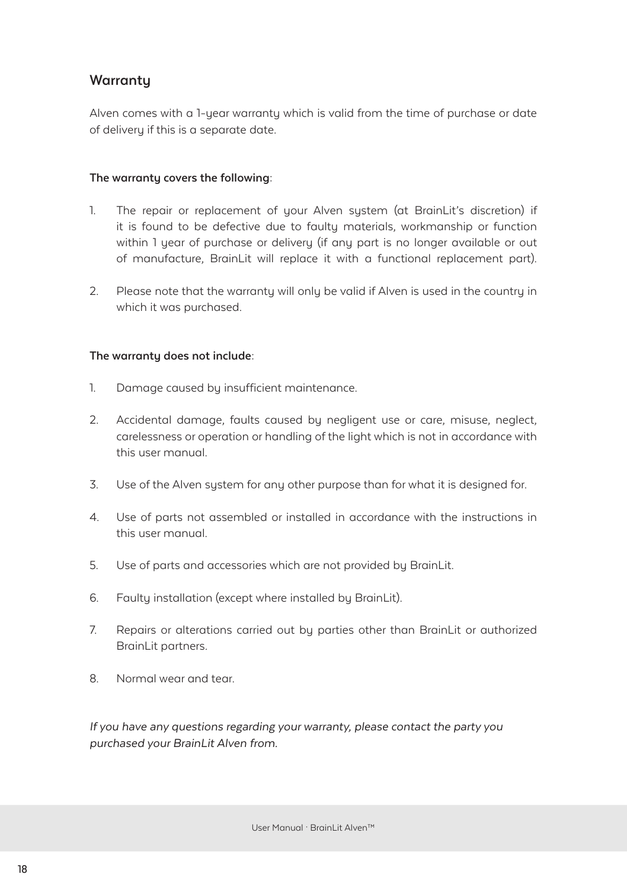## Warranty

Alven comes with a 1-year warranty which is valid from the time of purchase or date of delivery if this is a separate date.

**The warranty covers the following**:

1. The repair or replacement of your Alven system (at BrainLit's discretion) if it is found to be defective due to faulty materials, workmanship or function within 1 year of purchase or delivery (if any part is no longer available or out of manufacture, BrainLit will replace it with a functional replacement part).

2. Please note that the warranty will only be valid if Alven is used in the country in which it was purchased.

**The warranty does not include**:

1. Damage caused by insufficient maintenance.

2. Accidental damage, faults caused by negligent use or care, misuse, neglect, carelessness or operation or handling of the light which is not in accordance with this user manual.

3. Use of the Alven system for any other purpose than for what it is designed for.

4. Use of parts not assembled or installed in accordance with the instructions in this user manual.

5. Use of parts and accessories which are not provided by BrainLit.

6. Faulty installation (except where installed by BrainLit).

7. Repairs or alterations carried out by parties other than BrainLit or authorized BrainLit partners.

8. Normal wear and tear.

*If you have any questions regarding your warranty, please contact the party you purchased your BrainLit Alven from.*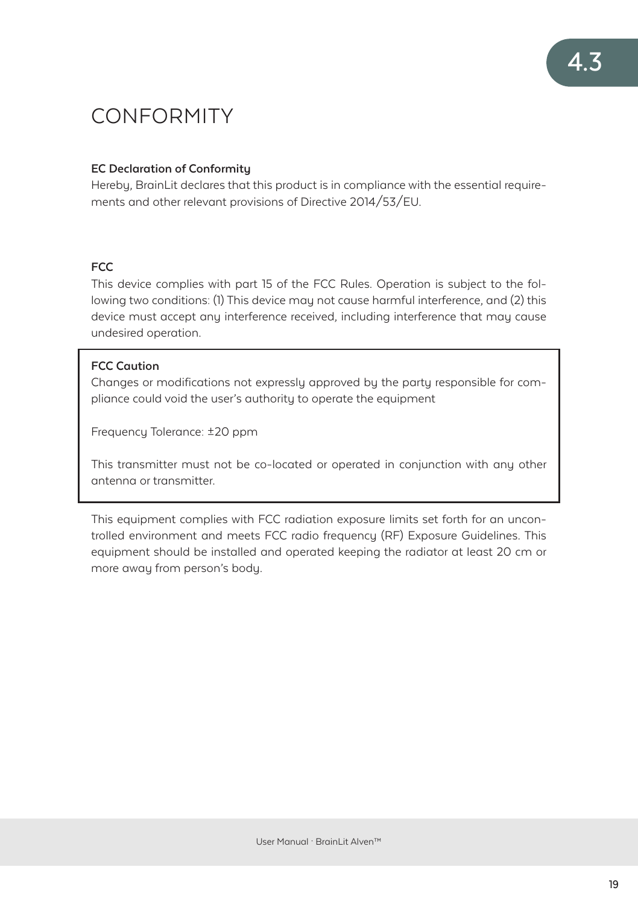# CONFORMITY

**EC Declaration of Conformity**

Hereby, BrainLit declares that this product is in compliance with the essential requirements and other relevant provisions of Directive 2014/53/EU.

**FCC**

This device complies with part 15 of the FCC Rules. Operation is subject to the following two conditions: (1) This device may not cause harmful interference, and (2) this device must accept any interference received, including interference that may cause undesired operation.

**FCC Caution**

Changes or modifications not expressly approved by the party responsible for compliance could void the user's authority to operate the equipment

Frequency Tolerance: ±20 ppm

This transmitter must not be co-located or operated in conjunction with any other antenna or transmitter.

This equipment complies with FCC radiation exposure limits set forth for an uncontrolled environment and meets FCC radio frequency (RF) Exposure Guidelines. This equipment should be installed and operated keeping the radiator at least 20 cm or more away from person's body.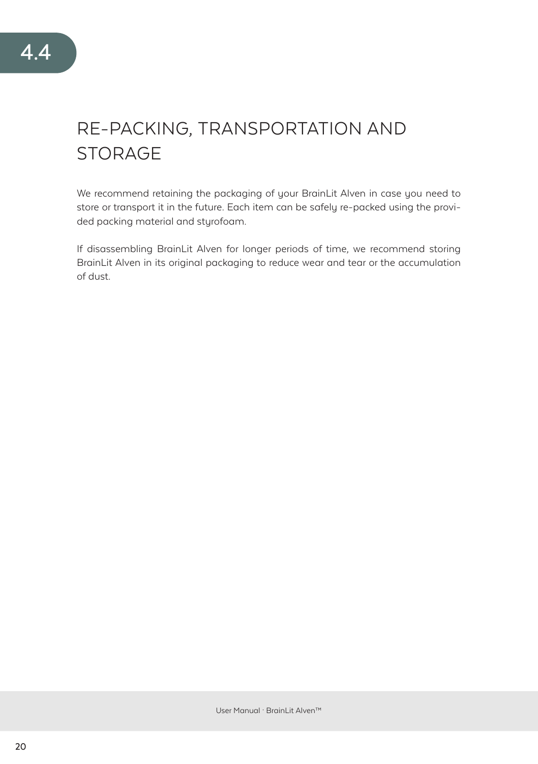# 4.4

## RE-PACKING, TRANSPORTATION AND STORAGE

We recommend retaining the packaging of your BrainLit Alven in case you need to store or transport it in the future. Each item can be safely re-packed using the provided packing material and styrofoam.

If disassembling BrainLit Alven for longer periods of time, we recommend storing BrainLit Alven in its original packaging to reduce wear and tear or the accumulation of dust.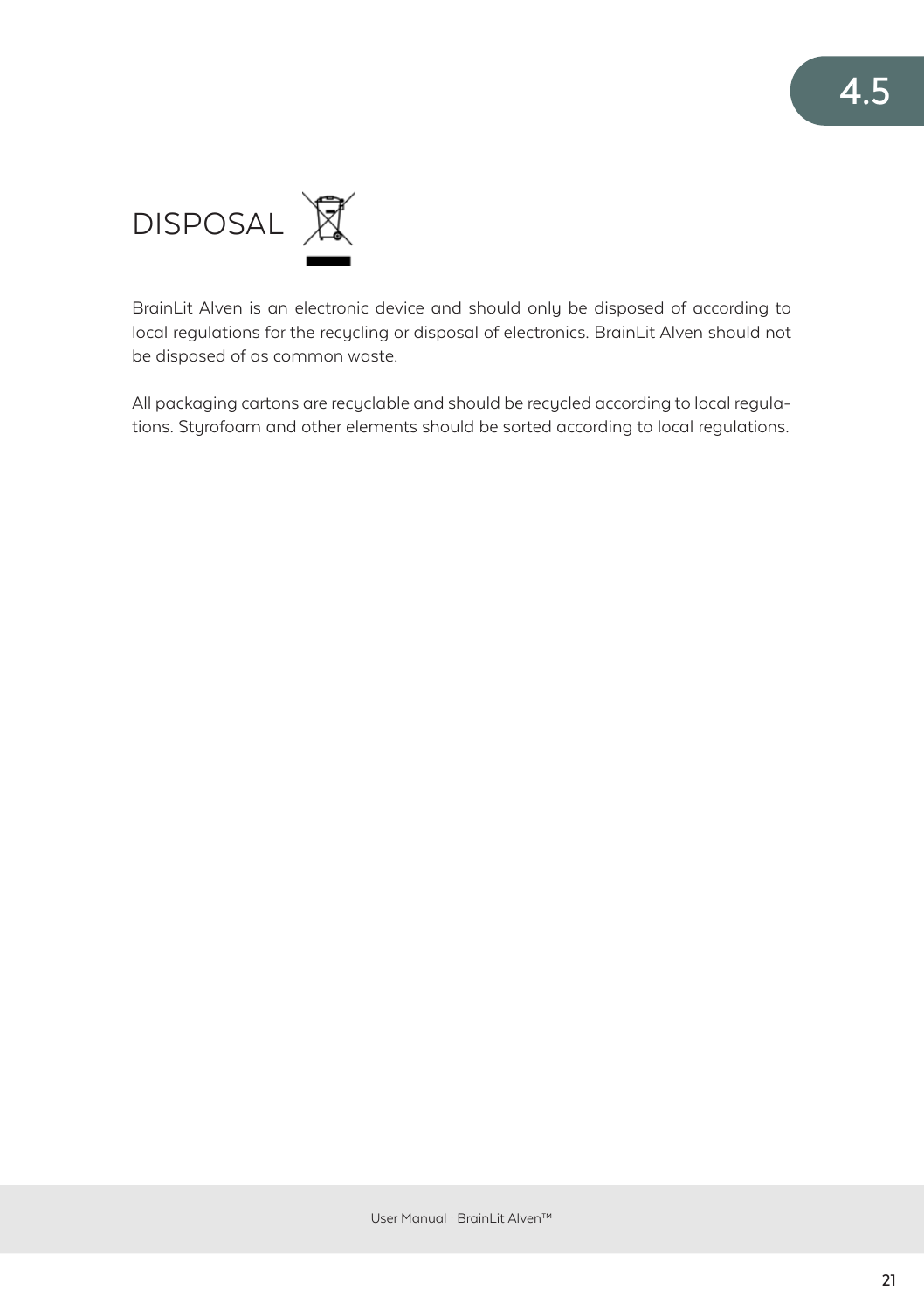# 4.5 DISPOSAL

BrainLit Alven is an electronic device and should only be disposed of according to local regulations for the recycling or disposal of electronics. BrainLit Alven should not be disposed of as common waste.

All packaging cartons are recyclable and should be recycled according to local regulations. Styrofoam and other elements should be sorted according to local regulations.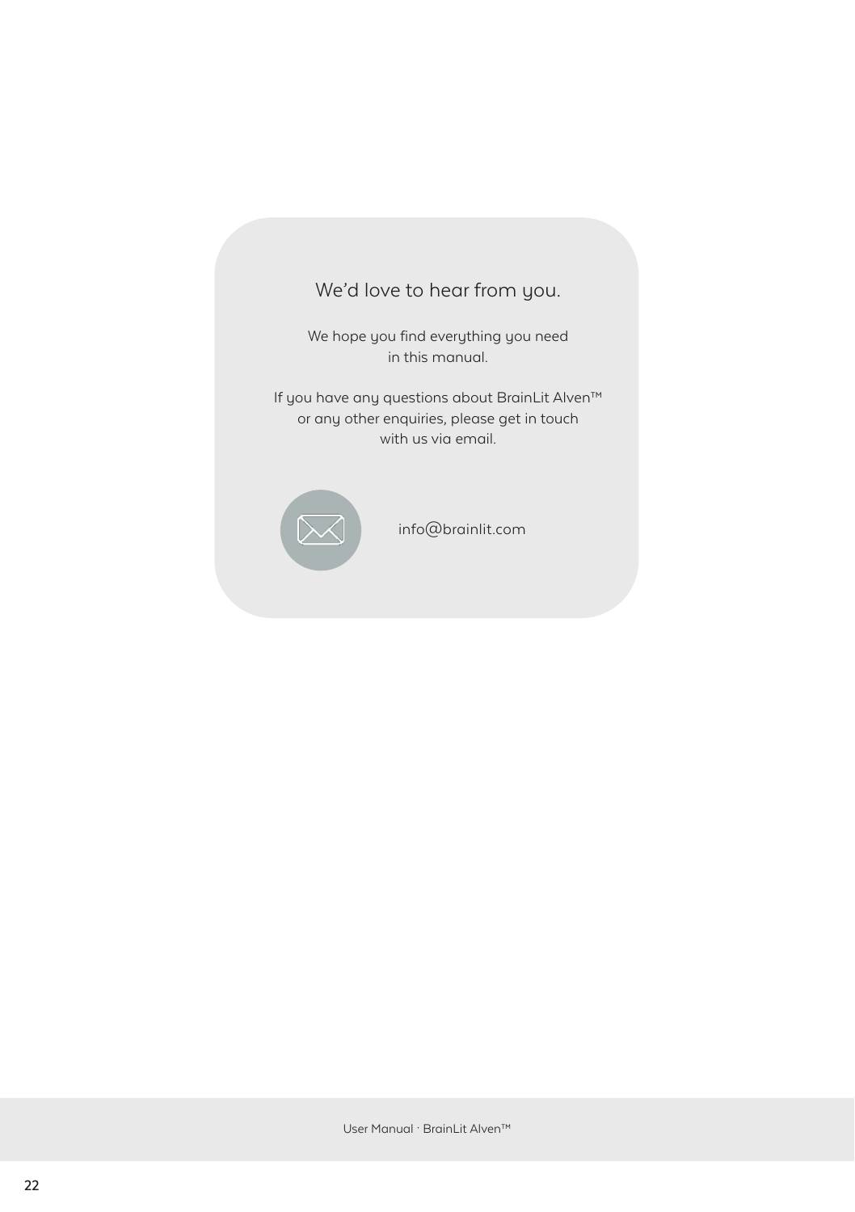## We'd love to hear from you.

We hope you find everything you need in this manual.

If you have any questions about BrainLit Alven™ or any other enquiries, please get in touch with us via email.

info@brainlit.com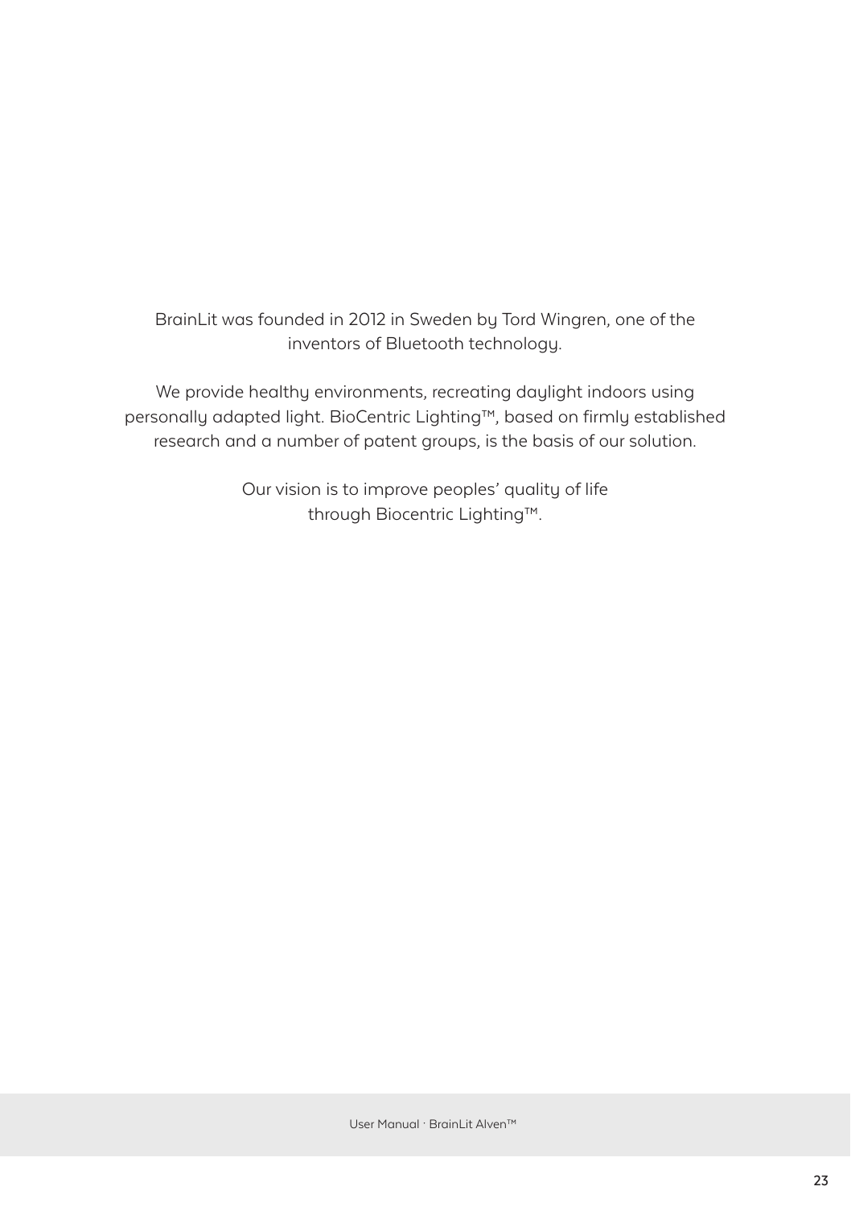BrainLit was founded in 2012 in Sweden by Tord Wingren, one of the inventors of Bluetooth technology.

We provide healthy environments, recreating daylight indoors using personally adapted light. BioCentric Lighting™, based on firmly established research and a number of patent groups, is the basis of our solution.

Our vision is to improve peoples' quality of life through Biocentric Lighting™.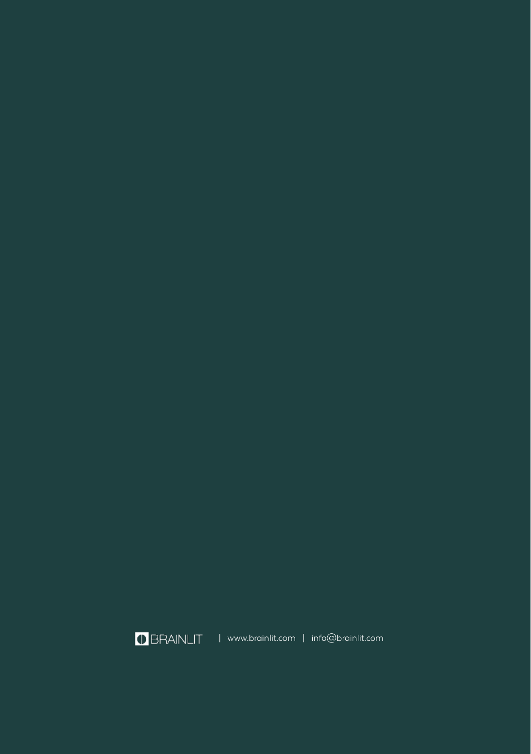BRAINLIT | www.brainlit.com | info@brainlit.com